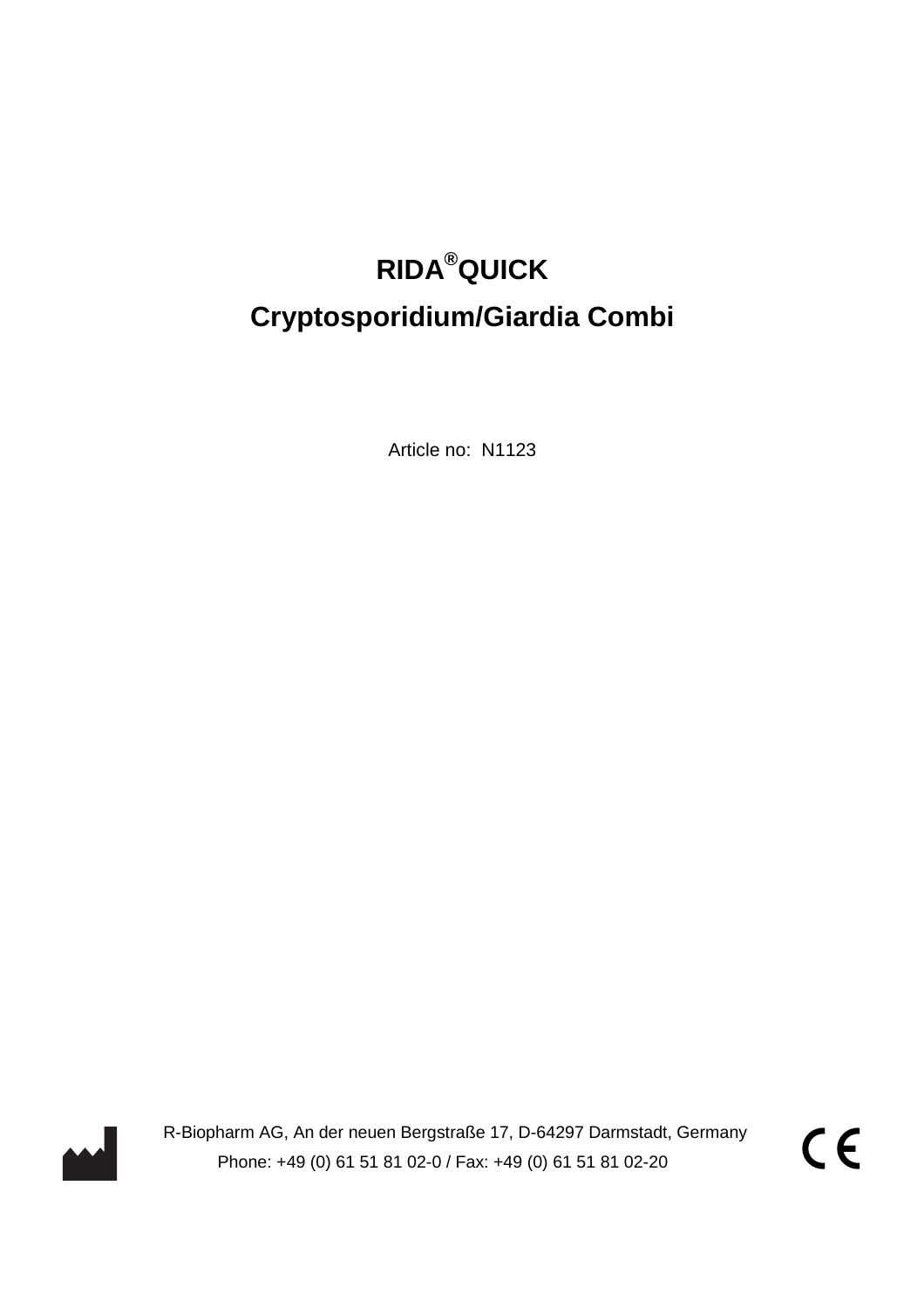# RIDA®QUICK

# Cryptosporidium/Giardia Combi

Article no: N1123

R-Biopharm AG, An der neuen Bergstraße 17, D-64297 Darmstadt, Germany

Phone: +49 (0) 61 51 81 02-0 / Fax: +49 (0) 61 51 81 02-20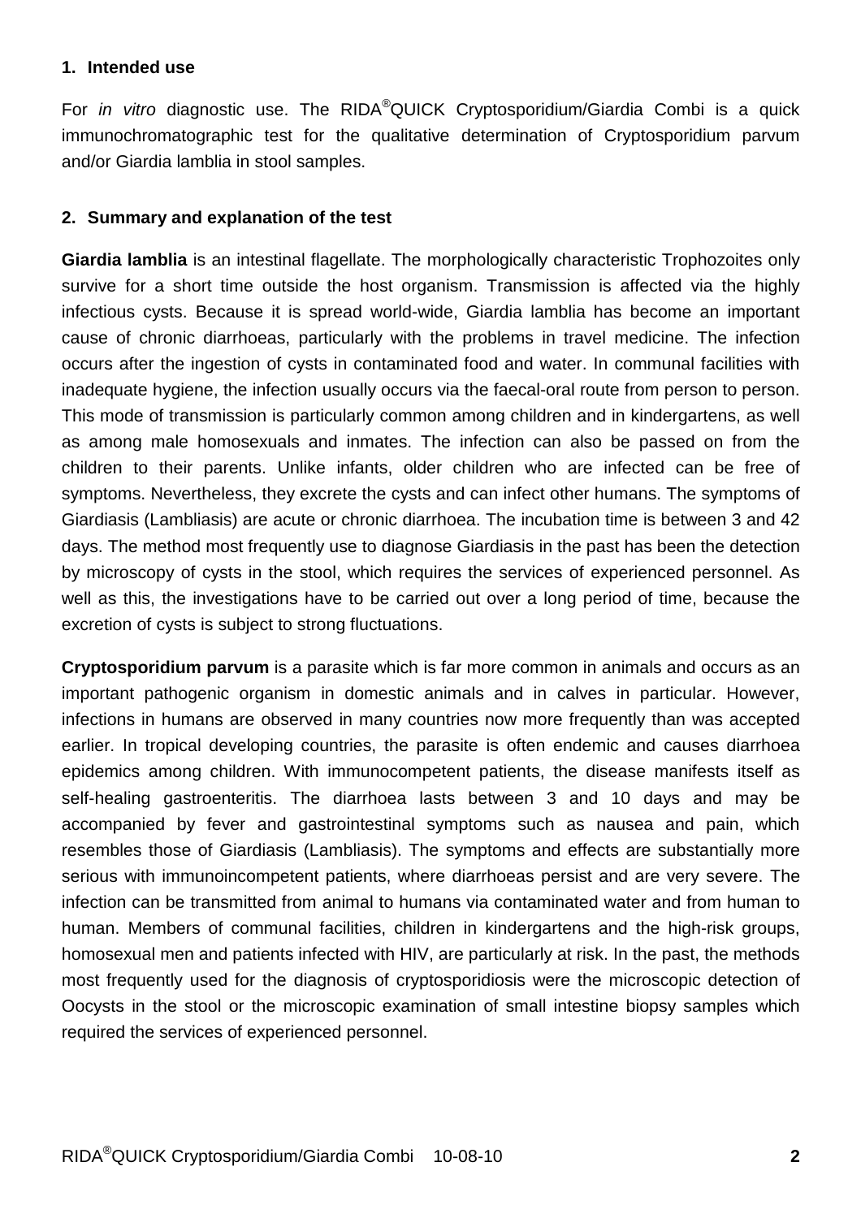## 1. Intended use

For *in vitro* diagnostic use. The RIDA®QUICK Cryptosporidium/Giardia Combi is a quick immunochromatographic test for the qualitative determination of Cryptosporidium parvum and/or Giardia lamblia in stool samples.

## 2. Summary and explanation of the test

**Giardia lamblia** is an intestinal flagellate. The morphologically characteristic Trophozoites only survive for a short time outside the host organism. Transmission is affected via the highly infectious cysts. Because it is spread world-wide, Giardia lamblia has become an important cause of chronic diarrhoeas, particularly with the problems in travel medicine. The infection occurs after the ingestion of cysts in contaminated food and water. In communal facilities with inadequate hygiene, the infection usually occurs via the faecal-oral route from person to person. This mode of transmission is particularly common among children and in kindergartens, as well as among male homosexuals and inmates. The infection can also be passed on from the children to their parents. Unlike infants, older children who are infected can be free of symptoms. Nevertheless, they excrete the cysts and can infect other humans. The symptoms of Giardiasis (Lambliasis) are acute or chronic diarrhoea. The incubation time is between 3 and 42 days. The method most frequently use to diagnose Giardiasis in the past has been the detection by microscopy of cysts in the stool, which requires the services of experienced personnel. As well as this, the investigations have to be carried out over a long period of time, because the excretion of cysts is subject to strong fluctuations.

**Cryptosporidium parvum** is a parasite which is far more common in animals and occurs as an important pathogenic organism in domestic animals and in calves in particular. However, infections in humans are observed in many countries now more frequently than was accepted earlier. In tropical developing countries, the parasite is often endemic and causes diarrhoea epidemics among children. With immunocompetent patients, the disease manifests itself as self-healing gastroenteritis. The diarrhoea lasts between 3 and 10 days and may be accompanied by fever and gastrointestinal symptoms such as nausea and pain, which resembles those of Giardiasis (Lambliasis). The symptoms and effects are substantially more serious with immunoincompetent patients, where diarrhoeas persist and are very severe. The infection can be transmitted from animal to humans via contaminated water and from human to human. Members of communal facilities, children in kindergartens and the high-risk groups, homosexual men and patients infected with HIV, are particularly at risk. In the past, the methods most frequently used for the diagnosis of cryptosporidiosis were the microscopic detection of Oocysts in the stool or the microscopic examination of small intestine biopsy samples which required the services of experienced personnel.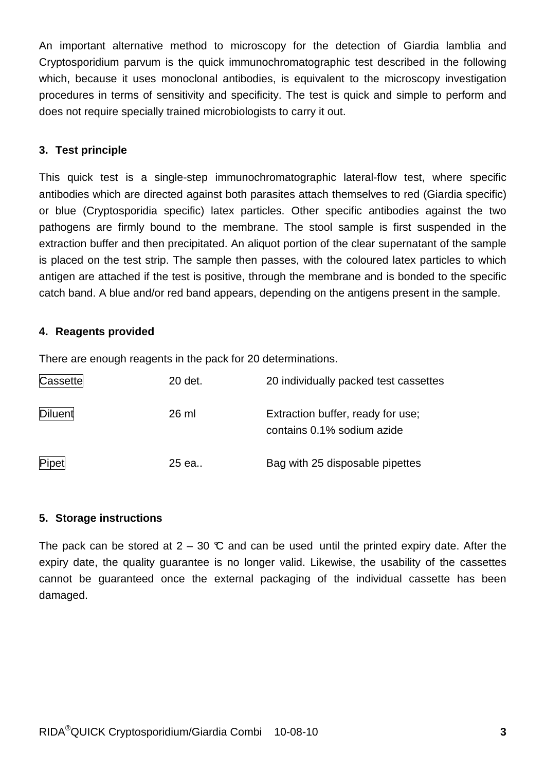An important alternative method to microscopy for the detection of Giardia lamblia and Cryptosporidium parvum is the quick immunochromatographic test described in the following which, because it uses monoclonal antibodies, is equivalent to the microscopy investigation procedures in terms of sensitivity and specificity. The test is quick and simple to perform and does not require specially trained microbiologists to carry it out.

## 3. Test principle

This quick test is a single-step immunochromatographic lateral-flow test, where specific antibodies which are directed against both parasites attach themselves to red (Giardia specific) or blue (Cryptosporidia specific) latex particles. Other specific antibodies against the two pathogens are firmly bound to the membrane. The stool sample is first suspended in the extraction buffer and then precipitated. An aliquot portion of the clear supernatant of the sample is placed on the test strip. The sample then passes, with the coloured latex particles to which antigen are attached if the test is positive, through the membrane and is bonded to the specific catch band. A blue and/or red band appears, depending on the antigens present in the sample.

## 4. Reagents provided

There are enough reagents in the pack for 20 determinations.

| | | |
|---|---|---|
| Cassette | 20 det. | 20 individually packed test cassettes |
| Diluent | 26 ml | Extraction buffer, ready for use; contains 0.1% sodium azide |
| Pipet | 25 ea.. | Bag with 25 disposable pipettes |

## 5. Storage instructions

The pack can be stored at 2 – 30 °C and can be used until the printed expiry date. After the expiry date, the quality guarantee is no longer valid. Likewise, the usability of the cassettes cannot be guaranteed once the external packaging of the individual cassette has been damaged.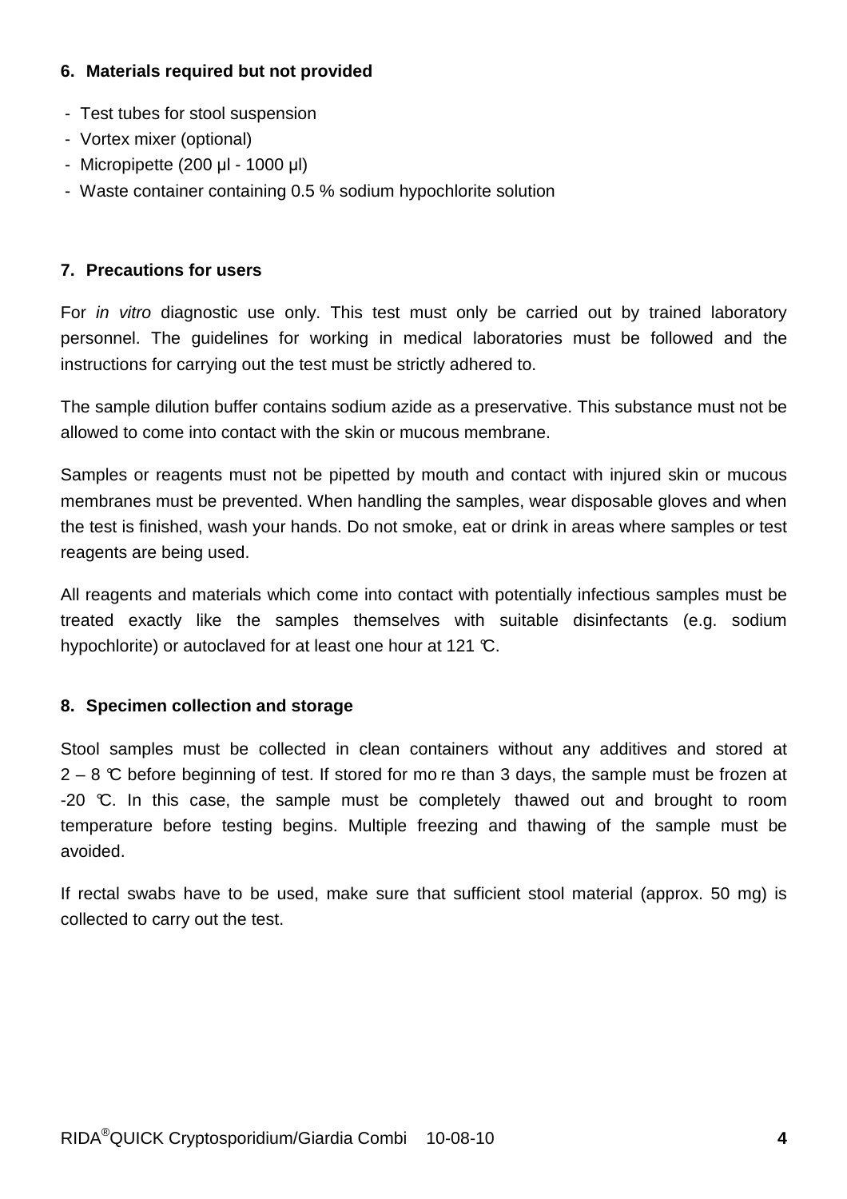## 6. Materials required but not provided

- Test tubes for stool suspension
- Vortex mixer (optional)
- Micropipette (200 µl - 1000 µl)
- Waste container containing 0.5 % sodium hypochlorite solution

## 7. Precautions for users

For *in vitro* diagnostic use only. This test must only be carried out by trained laboratory personnel. The guidelines for working in medical laboratories must be followed and the instructions for carrying out the test must be strictly adhered to.

The sample dilution buffer contains sodium azide as a preservative. This substance must not be allowed to come into contact with the skin or mucous membrane.

Samples or reagents must not be pipetted by mouth and contact with injured skin or mucous membranes must be prevented. When handling the samples, wear disposable gloves and when the test is finished, wash your hands. Do not smoke, eat or drink in areas where samples or test reagents are being used.

All reagents and materials which come into contact with potentially infectious samples must be treated exactly like the samples themselves with suitable disinfectants (e.g. sodium hypochlorite) or autoclaved for at least one hour at 121 °C.

## 8. Specimen collection and storage

Stool samples must be collected in clean containers without any additives and stored at 2 – 8 °C before beginning of test. If stored for more than 3 days, the sample must be frozen at -20 °C. In this case, the sample must be completely thawed out and brought to room temperature before testing begins. Multiple freezing and thawing of the sample must be avoided.

If rectal swabs have to be used, make sure that sufficient stool material (approx. 50 mg) is collected to carry out the test.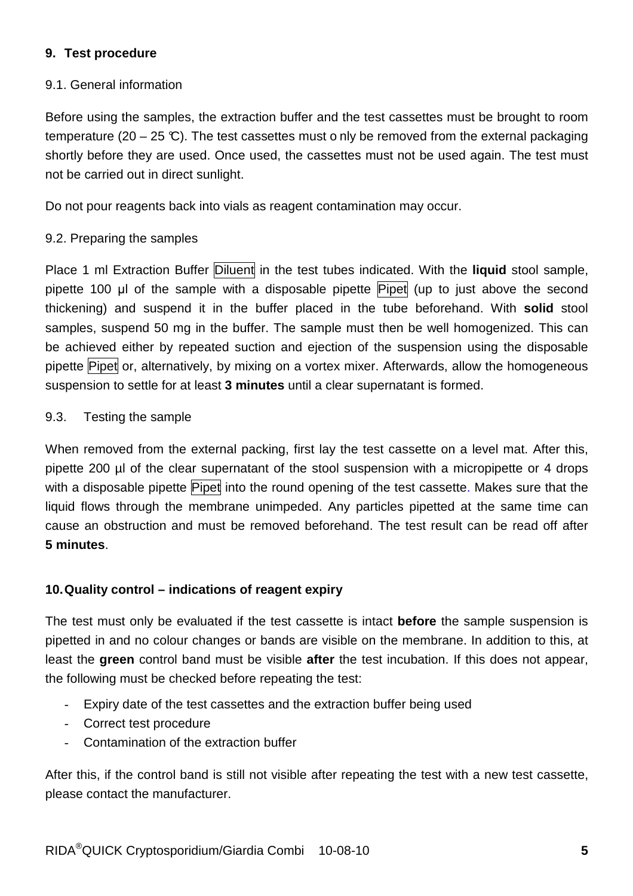## 9. Test procedure

### 9.1. General information

Before using the samples, the extraction buffer and the test cassettes must be brought to room temperature (20 – 25 °C). The test cassettes must only be removed from the external packaging shortly before they are used. Once used, the cassettes must not be used again. The test must not be carried out in direct sunlight.

Do not pour reagents back into vials as reagent contamination may occur.

### 9.2. Preparing the samples

Place 1 ml Extraction Buffer Diluent in the test tubes indicated. With the **liquid** stool sample, pipette 100 µl of the sample with a disposable pipette Pipet (up to just above the second thickening) and suspend it in the buffer placed in the tube beforehand. With **solid** stool samples, suspend 50 mg in the buffer. The sample must then be well homogenized. This can be achieved either by repeated suction and ejection of the suspension using the disposable pipette Pipet or, alternatively, by mixing on a vortex mixer. Afterwards, allow the homogeneous suspension to settle for at least **3 minutes** until a clear supernatant is formed.

### 9.3. Testing the sample

When removed from the external packing, first lay the test cassette on a level mat. After this, pipette 200 µl of the clear supernatant of the stool suspension with a micropipette or 4 drops with a disposable pipette Pipet into the round opening of the test cassette. Makes sure that the liquid flows through the membrane unimpeded. Any particles pipetted at the same time can cause an obstruction and must be removed beforehand. The test result can be read off after **5 minutes**.

## 10. Quality control – indications of reagent expiry

The test must only be evaluated if the test cassette is intact **before** the sample suspension is pipetted in and no colour changes or bands are visible on the membrane. In addition to this, at least the **green** control band must be visible **after** the test incubation. If this does not appear, the following must be checked before repeating the test:

- Expiry date of the test cassettes and the extraction buffer being used
- Correct test procedure
- Contamination of the extraction buffer

After this, if the control band is still not visible after repeating the test with a new test cassette, please contact the manufacturer.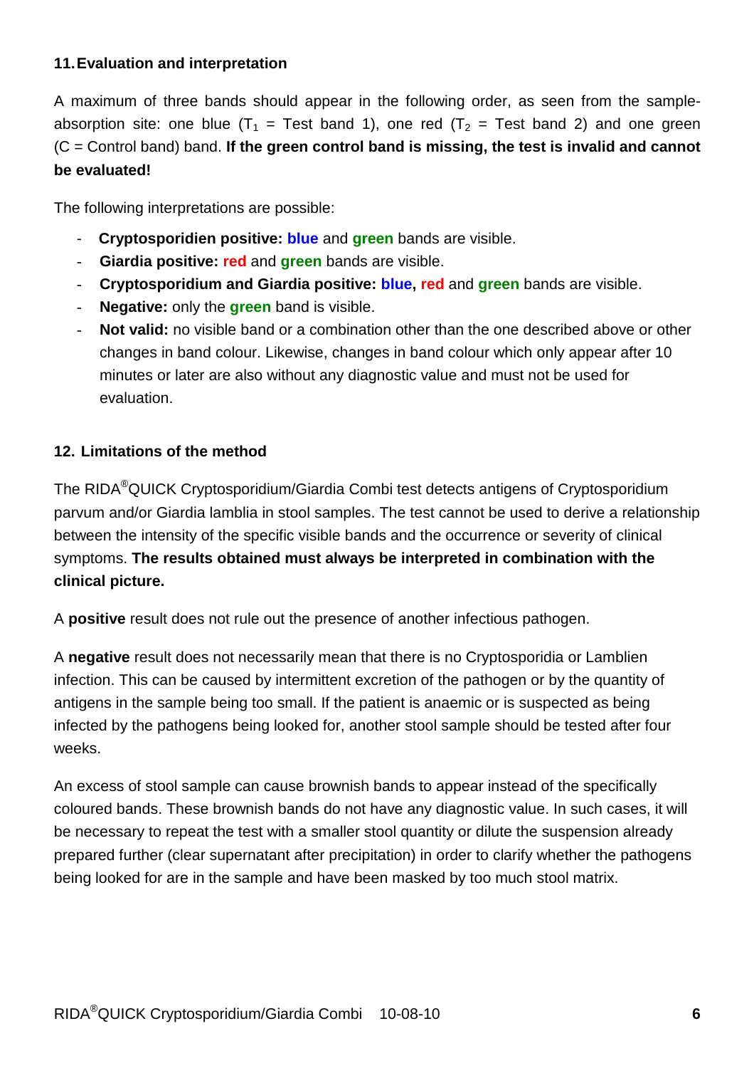## 11. Evaluation and interpretation

A maximum of three bands should appear in the following order, as seen from the sample-absorption site: one blue ($T_1$ = Test band 1), one red ($T_2$ = Test band 2) and one green (C = Control band) band. **If the green control band is missing, the test is invalid and cannot be evaluated!**

The following interpretations are possible:

- **Cryptosporidien positive: blue** and **green** bands are visible.
- **Giardia positive: red** and **green** bands are visible.
- **Cryptosporidium and Giardia positive: blue, red** and **green** bands are visible.
- **Negative:** only the **green** band is visible.
- **Not valid:** no visible band or a combination other than the one described above or other changes in band colour. Likewise, changes in band colour which only appear after 10 minutes or later are also without any diagnostic value and must not be used for evaluation.

## 12. Limitations of the method

The RIDA®QUICK Cryptosporidium/Giardia Combi test detects antigens of Cryptosporidium parvum and/or Giardia lamblia in stool samples. The test cannot be used to derive a relationship between the intensity of the specific visible bands and the occurrence or severity of clinical symptoms. **The results obtained must always be interpreted in combination with the clinical picture.**

A **positive** result does not rule out the presence of another infectious pathogen.

A **negative** result does not necessarily mean that there is no Cryptosporidia or Lamblien infection. This can be caused by intermittent excretion of the pathogen or by the quantity of antigens in the sample being too small. If the patient is anaemic or is suspected as being infected by the pathogens being looked for, another stool sample should be tested after four weeks.

An excess of stool sample can cause brownish bands to appear instead of the specifically coloured bands. These brownish bands do not have any diagnostic value. In such cases, it will be necessary to repeat the test with a smaller stool quantity or dilute the suspension already prepared further (clear supernatant after precipitation) in order to clarify whether the pathogens being looked for are in the sample and have been masked by too much stool matrix.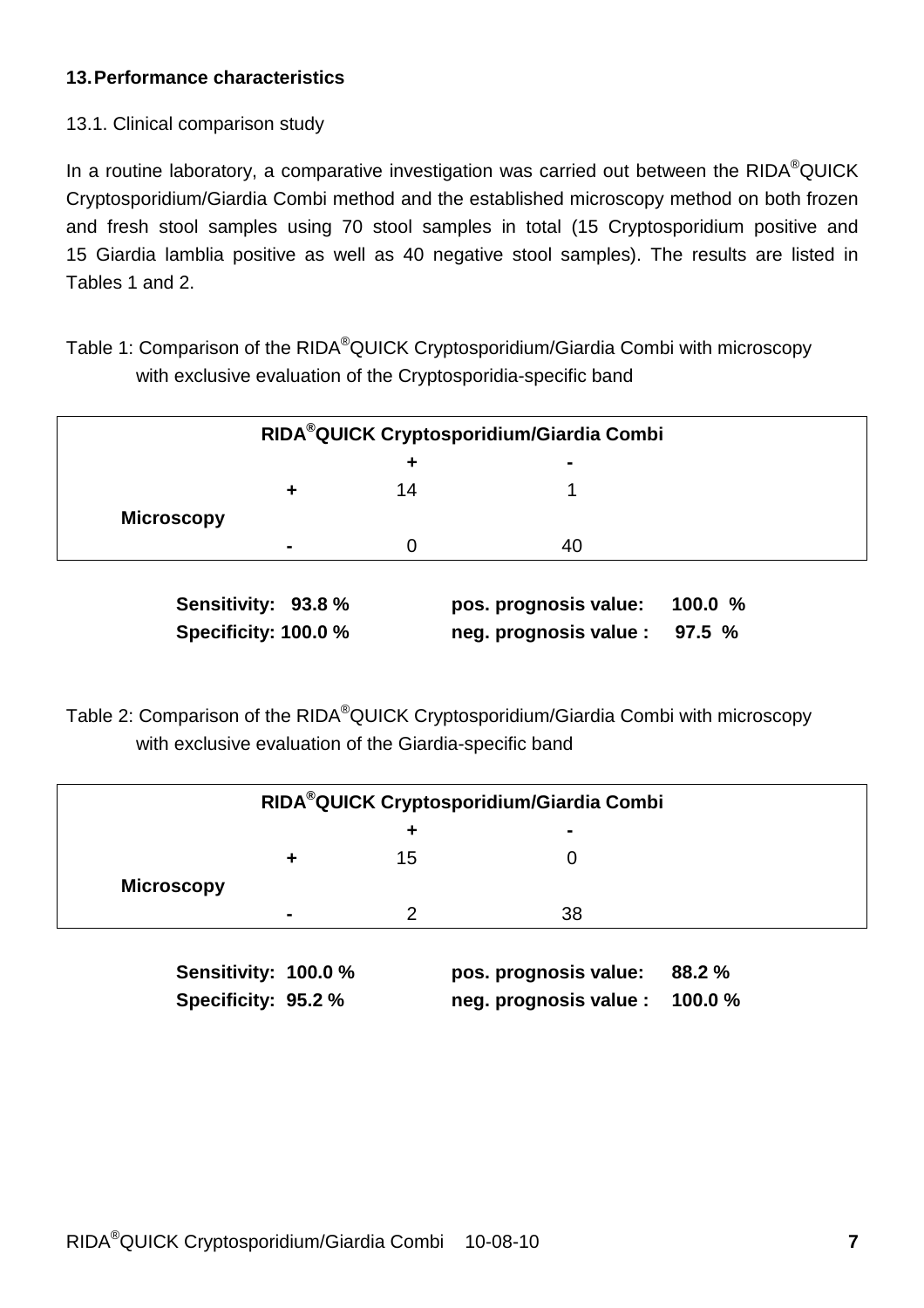## 13. Performance characteristics

13.1. Clinical comparison study

In a routine laboratory, a comparative investigation was carried out between the RIDA®QUICK Cryptosporidium/Giardia Combi method and the established microscopy method on both frozen and fresh stool samples using 70 stool samples in total (15 Cryptosporidium positive and 15 Giardia lamblia positive as well as 40 negative stool samples). The results are listed in Tables 1 and 2.

Table 1: Comparison of the RIDA®QUICK Cryptosporidium/Giardia Combi with microscopy with exclusive evaluation of the Cryptosporidia-specific band

| | | **RIDA®QUICK Cryptosporidium/Giardia Combi** | |
|---|---|---|---|
| | | **+** | **-** |
| **Microscopy** | **+** | 14 | 1 |
| | **-** | 0 | 40 |

**Sensitivity: 93.8 %** | **pos. prognosis value: 100.0 %**
**Specificity: 100.0 %** | **neg. prognosis value : 97.5 %**

Table 2: Comparison of the RIDA®QUICK Cryptosporidium/Giardia Combi with microscopy with exclusive evaluation of the Giardia-specific band

| | | **RIDA®QUICK Cryptosporidium/Giardia Combi** | |
|---|---|---|---|
| | | **+** | **-** |
| **Microscopy** | **+** | 15 | 0 |
| | **-** | 2 | 38 |

**Sensitivity: 100.0 %** | **pos. prognosis value: 88.2 %**
**Specificity: 95.2 %** | **neg. prognosis value : 100.0 %**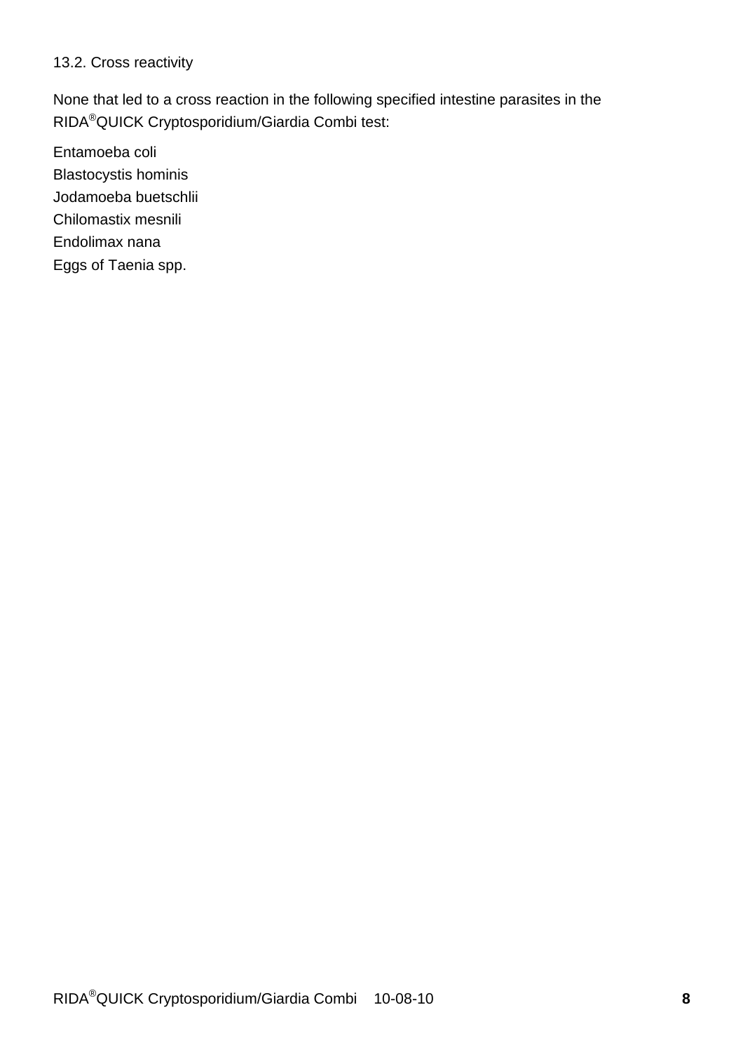### 13.2. Cross reactivity

None that led to a cross reaction in the following specified intestine parasites in the RIDA®QUICK Cryptosporidium/Giardia Combi test:

Entamoeba coli
Blastocystis hominis
Jodamoeba buetschlii
Chilomastix mesnili
Endolimax nana
Eggs of Taenia spp.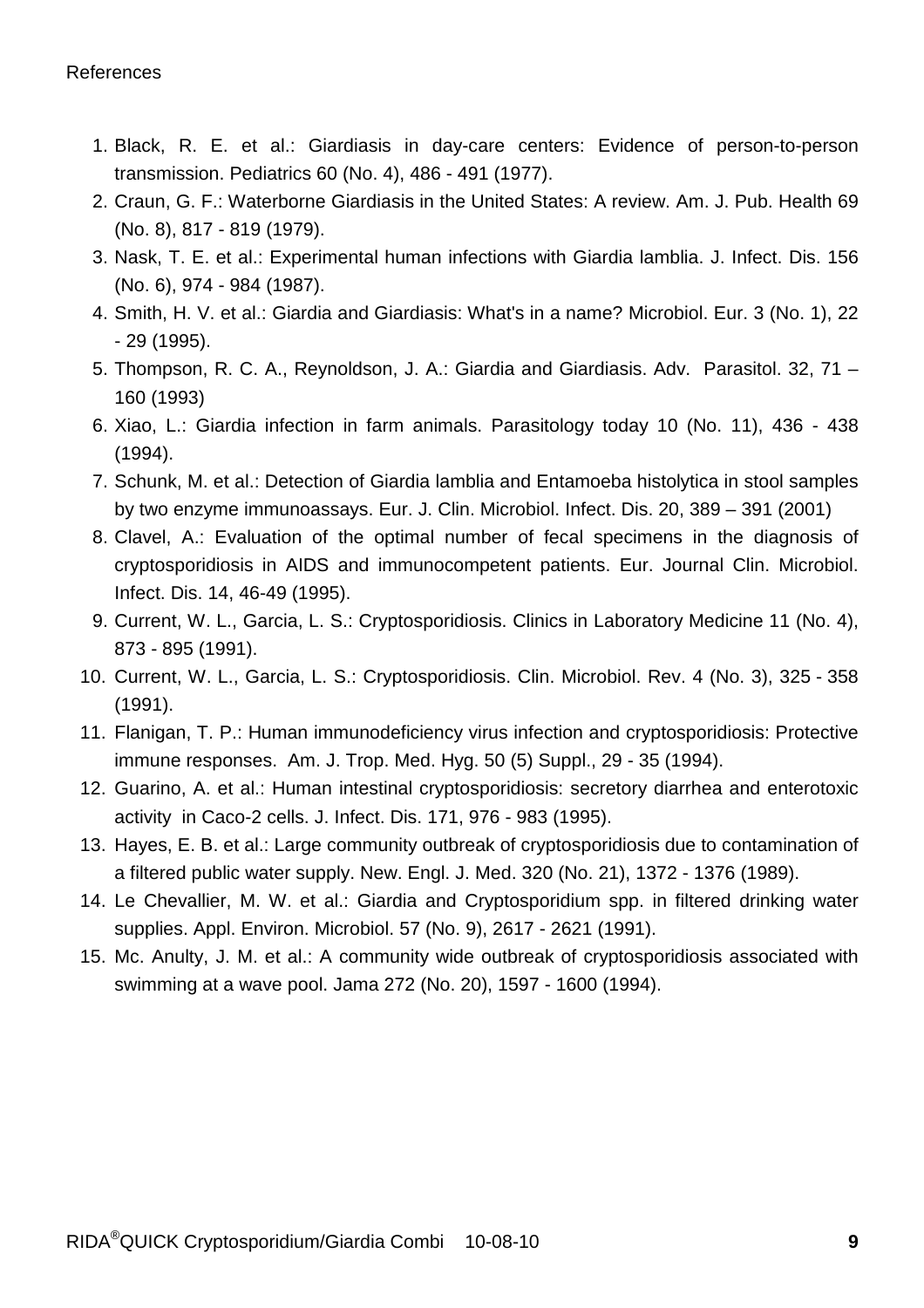References

1. Black, R. E. et al.: Giardiasis in day-care centers: Evidence of person-to-person transmission. Pediatrics 60 (No. 4), 486 - 491 (1977).
2. Craun, G. F.: Waterborne Giardiasis in the United States: A review. Am. J. Pub. Health 69 (No. 8), 817 - 819 (1979).
3. Nask, T. E. et al.: Experimental human infections with Giardia lamblia. J. Infect. Dis. 156 (No. 6), 974 - 984 (1987).
4. Smith, H. V. et al.: Giardia and Giardiasis: What's in a name? Microbiol. Eur. 3 (No. 1), 22 - 29 (1995).
5. Thompson, R. C. A., Reynoldson, J. A.: Giardia and Giardiasis. Adv. Parasitol. 32, 71 – 160 (1993)
6. Xiao, L.: Giardia infection in farm animals. Parasitology today 10 (No. 11), 436 - 438 (1994).
7. Schunk, M. et al.: Detection of Giardia lamblia and Entamoeba histolytica in stool samples by two enzyme immunoassays. Eur. J. Clin. Microbiol. Infect. Dis. 20, 389 – 391 (2001)
8. Clavel, A.: Evaluation of the optimal number of fecal specimens in the diagnosis of cryptosporidiosis in AIDS and immunocompetent patients. Eur. Journal Clin. Microbiol. Infect. Dis. 14, 46-49 (1995).
9. Current, W. L., Garcia, L. S.: Cryptosporidiosis. Clinics in Laboratory Medicine 11 (No. 4), 873 - 895 (1991).
10. Current, W. L., Garcia, L. S.: Cryptosporidiosis. Clin. Microbiol. Rev. 4 (No. 3), 325 - 358 (1991).
11. Flanigan, T. P.: Human immunodeficiency virus infection and cryptosporidiosis: Protective immune responses. Am. J. Trop. Med. Hyg. 50 (5) Suppl., 29 - 35 (1994).
12. Guarino, A. et al.: Human intestinal cryptosporidiosis: secretory diarrhea and enterotoxic activity in Caco-2 cells. J. Infect. Dis. 171, 976 - 983 (1995).
13. Hayes, E. B. et al.: Large community outbreak of cryptosporidiosis due to contamination of a filtered public water supply. New. Engl. J. Med. 320 (No. 21), 1372 - 1376 (1989).
14. Le Chevallier, M. W. et al.: Giardia and Cryptosporidium spp. in filtered drinking water supplies. Appl. Environ. Microbiol. 57 (No. 9), 2617 - 2621 (1991).
15. Mc. Anulty, J. M. et al.: A community wide outbreak of cryptosporidiosis associated with swimming at a wave pool. Jama 272 (No. 20), 1597 - 1600 (1994).